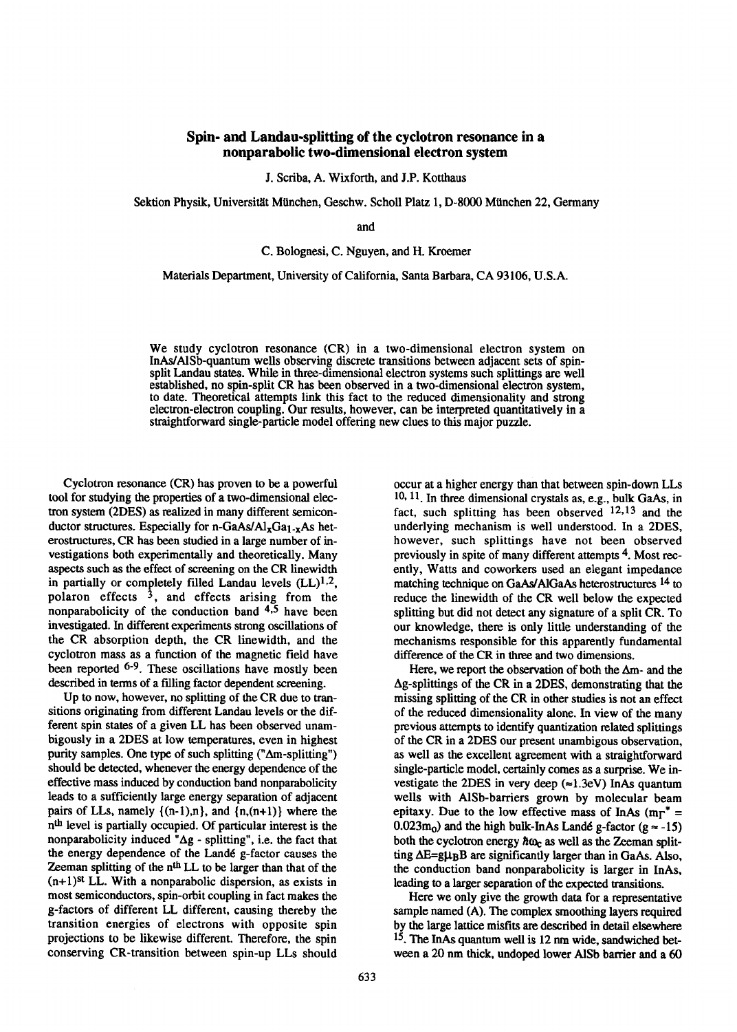# Spin- and Landau-splitting of the cyclotron resonance in a nonparabolic two-dimensional electron system

J. Scriba, A. Wixforth, and J.P. Kotthaus

Sektion Physik, Universität München, Geschw. Scholl Platz 1, D-8000 München 22, Germany

and

C. Bolognesi, C. Nguyen, and H. Kroemer

Materials Department, University of California, Santa Barbara, CA 93106, U.S.A.

We study cyclotron resonance (CR) in a two-dimensional electron system on InAs/AlSb-quantum wells observing discrete transitions between adjacent sets of spin-split Landau states. While in three-dimensional electron systems such splittings are well established, no spin-split CR has been observed in a two-dimensional electron system, to date. Theoretical attempts link this fact to the reduced dimensionality and strong electron-electron coupling. Our results, however, can be interpreted quantitatively in a straightforward single-particle model offering new clues to this major puzzle.

Cyclotron resonance (CR) has proven to be a powerful tool for studying the properties of a two-dimensional electron system (2DES) as realized in many different semiconductor structures. Especially for n-GaAs/$Al_xGa_{1-x}As$ heterostructures, CR has been studied in a large number of investigations both experimentally and theoretically. Many aspects such as the effect of screening on the CR linewidth in partially or completely filled Landau levels (LL)[1,2], polaron effects [3], and effects arising from the nonparabolicity of the conduction band [4,5] have been investigated. In different experiments strong oscillations of the CR absorption depth, the CR linewidth, and the cyclotron mass as a function of the magnetic field have been reported [6-9]. These oscillations have mostly been described in terms of a filling factor dependent screening.

Up to now, however, no splitting of the CR due to transitions originating from different Landau levels or the different spin states of a given LL has been observed unambigously in a 2DES at low temperatures, even in highest purity samples. One type of such splitting ("Δm-splitting") should be detected, whenever the energy dependence of the effective mass induced by conduction band nonparabolicity leads to a sufficiently large energy separation of adjacent pairs of LLs, namely {(n-1),n}, and {n,(n+1)} where the $n^{th}$ level is partially occupied. Of particular interest is the nonparabolicity induced "Δg - splitting", i.e. the fact that the energy dependence of the Landé g-factor causes the Zeeman splitting of the $n^{th}$ LL to be larger than that of the $(n+1)^{st}$ LL. With a nonparabolic dispersion, as exists in most semiconductors, spin-orbit coupling in fact makes the g-factors of different LL different, causing thereby the transition energies of electrons with opposite spin projections to be likewise different. Therefore, the spin conserving CR-transition between spin-up LLs should occur at a higher energy than that between spin-down LLs [10,11]. In three dimensional crystals as, e.g., bulk GaAs, in fact, such splitting has been observed [12,13] and the underlying mechanism is well understood. In a 2DES, however, such splittings have not been observed previously in spite of many different attempts [4]. Most recently, Watts and coworkers used an elegant impedance matching technique on GaAs/AlGaAs heterostructures [14] to reduce the linewidth of the CR well below the expected splitting but did not detect any signature of a split CR. To our knowledge, there is only little understanding of the mechanisms responsible for this apparently fundamental difference of the CR in three and two dimensions.

Here, we report the observation of both the Δm- and the Δg-splittings of the CR in a 2DES, demonstrating that the missing splitting of the CR in other studies is not an effect of the reduced dimensionality alone. In view of the many previous attempts to identify quantization related splittings of the CR in a 2DES our present unambigous observation, as well as the excellent agreement with a straightforward single-particle model, certainly comes as a surprise. We investigate the 2DES in very deep (≈1.3eV) InAs quantum wells with AlSb-barriers grown by molecular beam epitaxy. Due to the low effective mass of InAs ($m_\Gamma^* = 0.023m_0$) and the high bulk-InAs Landé g-factor ($g \approx -15$) both the cyclotron energy $\hbar\omega_c$ as well as the Zeeman splitting $\Delta E = g\mu_B B$ are significantly larger than in GaAs. Also, the conduction band nonparabolicity is larger in InAs, leading to a larger separation of the expected transitions.

Here we only give the growth data for a representative sample named (A). The complex smoothing layers required by the large lattice misfits are described in detail elsewhere [15]. The InAs quantum well is 12 nm wide, sandwiched between a 20 nm thick, undoped lower AlSb barrier and a 60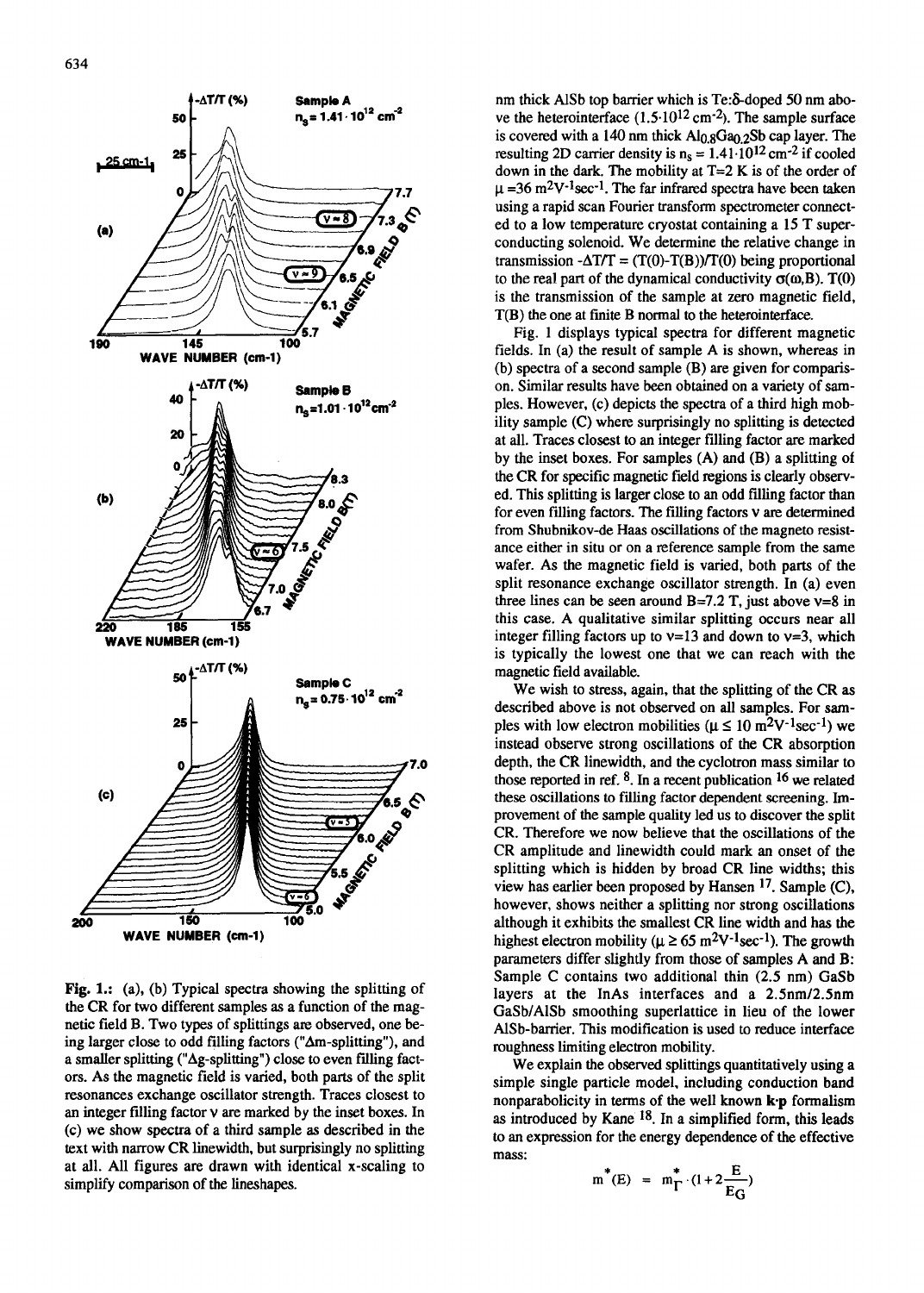Fig. 1.: (a), (b) Typical spectra showing the splitting of the CR for two different samples as a function of the magnetic field B. Two types of splittings are observed, one being larger close to odd filling factors ("Δm-splitting"), and a smaller splitting ("Δg-splitting") close to even filling factors. As the magnetic field is varied, both parts of the split resonances exchange oscillator strength. Traces closest to an integer filling factor ν are marked by the inset boxes. In (c) we show spectra of a third sample as described in the text with narrow CR linewidth, but surprisingly no splitting at all. All figures are drawn with identical x-scaling to simplify comparison of the lineshapes.

nm thick AlSb top barrier which is Te:δ-doped 50 nm above the heterointerface ($1.5 \cdot 10^{12}$ cm$^{-2}$). The sample surface is covered with a 140 nm thick $Al_{0.8}Ga_{0.2}Sb$ cap layer. The resulting 2D carrier density is $n_s = 1.41 \cdot 10^{12}$ cm$^{-2}$ if cooled down in the dark. The mobility at T=2 K is of the order of $\mu = 36$ m$^2$V$^{-1}$sec$^{-1}$. The far infrared spectra have been taken using a rapid scan Fourier transform spectrometer connected to a low temperature cryostat containing a 15 T superconducting solenoid. We determine the relative change in transmission $-\Delta T/T = (T(0)-T(B))/T(0)$ being proportional to the real part of the dynamical conductivity $\sigma(\omega,B)$. $T(0)$ is the transmission of the sample at zero magnetic field, $T(B)$ the one at finite B normal to the heterointerface.

Fig. 1 displays typical spectra for different magnetic fields. In (a) the result of sample A is shown, whereas in (b) spectra of a second sample (B) are given for comparison. Similar results have been obtained on a variety of samples. However, (c) depicts the spectra of a third high mobility sample (C) where surprisingly no splitting is detected at all. Traces closest to an integer filling factor are marked by the inset boxes. For samples (A) and (B) a splitting of the CR for specific magnetic field regions is clearly observed. This splitting is larger close to an odd filling factor than for even filling factors. The filling factors ν are determined from Shubnikov-de Haas oscillations of the magneto resistance either in situ or on a reference sample from the same wafer. As the magnetic field is varied, both parts of the split resonance exchange oscillator strength. In (a) even three lines can be seen around B=7.2 T, just above ν=8 in this case. A qualitative similar splitting occurs near all integer filling factors up to ν=13 and down to ν=3, which is typically the lowest one that we can reach with the magnetic field available.

We wish to stress, again, that the splitting of the CR as described above is not observed on all samples. For samples with low electron mobilities ($\mu \leq 10$ m$^2$V$^{-1}$sec$^{-1}$) we instead observe strong oscillations of the CR absorption depth, the CR linewidth, and the cyclotron mass similar to those reported in ref. [8]. In a recent publication [16] we related these oscillations to filling factor dependent screening. Improvement of the sample quality led us to discover the split CR. Therefore we now believe that the oscillations of the CR amplitude and linewidth could mark an onset of the splitting which is hidden by broad CR line widths; this view has earlier been proposed by Hansen [17]. Sample (C), however, shows neither a splitting nor strong oscillations although it exhibits the smallest CR line width and has the highest electron mobility ($\mu \geq 65$ m$^2$V$^{-1}$sec$^{-1}$). The growth parameters differ slightly from those of samples A and B: Sample C contains two additional thin (2.5 nm) GaSb layers at the InAs interfaces and a 2.5nm/2.5nm GaSb/AlSb smoothing superlattice in lieu of the lower AlSb-barrier. This modification is used to reduce interface roughness limiting electron mobility.

We explain the observed splittings quantitatively using a simple single particle model, including conduction band nonparabolicity in terms of the well known **k·p** formalism as introduced by Kane [18]. In a simplified form, this leads to an expression for the energy dependence of the effective mass:

$$m^*(E) = m^*_\Gamma \cdot (1 + 2\frac{E}{E_G})$$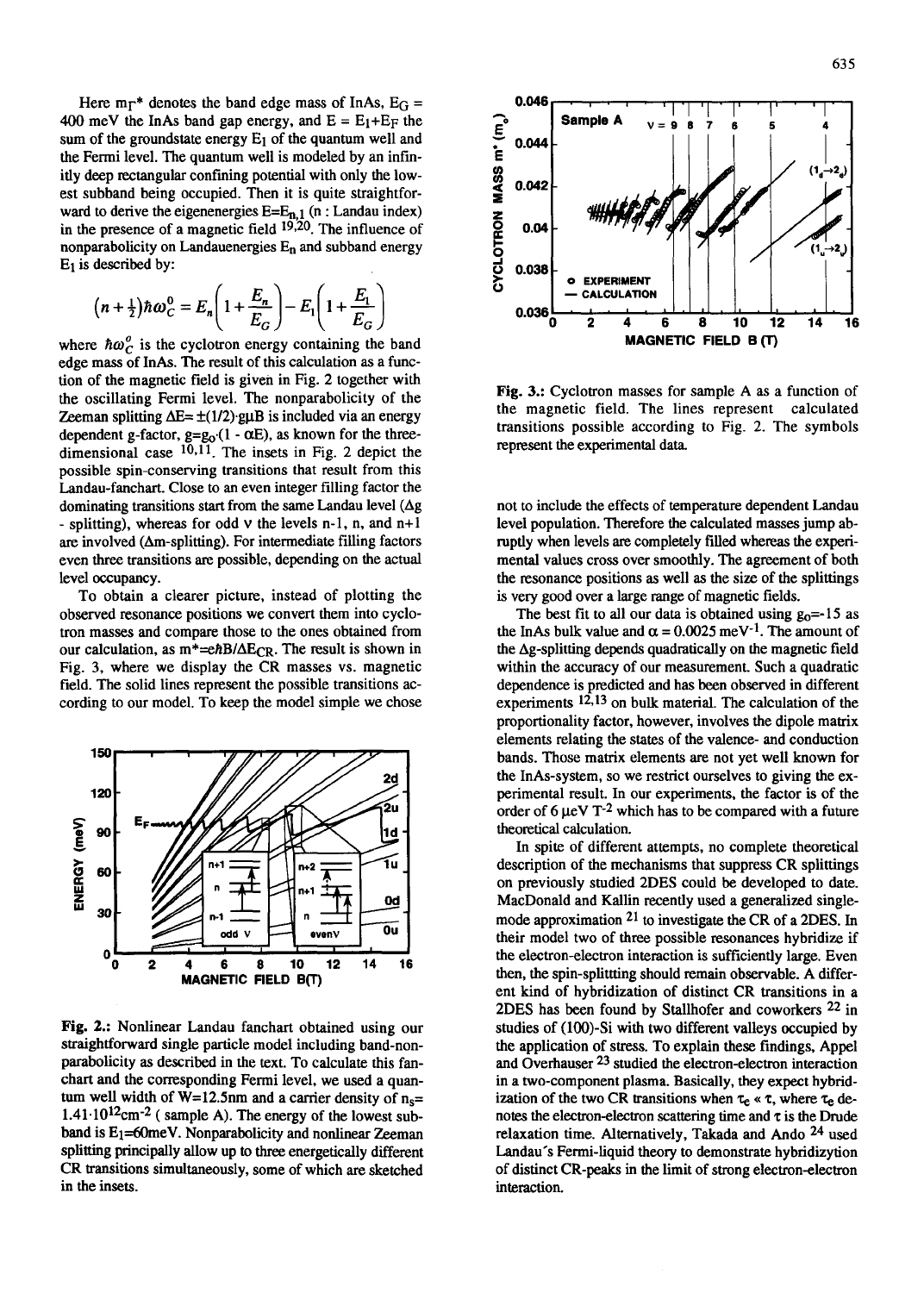Here $m_\Gamma^*$ denotes the band edge mass of InAs, $E_G$ = 400 meV the InAs band gap energy, and $E = E_1+E_F$ the sum of the groundstate energy $E_1$ of the quantum well and the Fermi level. The quantum well is modeled by an infinitly deep rectangular confining potential with only the lowest subband being occupied. Then it is quite straightforward to derive the eigenenergies $E=E_{n,1}$ (n : Landau index) in the presence of a magnetic field [19,20]. The influence of nonparabolicity on Landauenergies $E_n$ and subband energy $E_1$ is described by:

$$(n+\tfrac{1}{2})\hbar\omega_C^0 = E_n\left(1+\frac{E_n}{E_G}\right) - E_1\left(1+\frac{E_1}{E_G}\right)$$

where $\hbar\omega_C^0$ is the cyclotron energy containing the band edge mass of InAs. The result of this calculation as a function of the magnetic field is given in Fig. 2 together with the oscillating Fermi level. The nonparabolicity of the Zeeman splitting $\Delta E = \pm(1/2)\cdot g\mu B$ is included via an energy dependent g-factor, $g=g_0\cdot(1-\alpha E)$, as known for the three-dimensional case [10,11]. The insets in Fig. 2 depict the possible spin-conserving transitions that result from this Landau-fanchart. Close to an even integer filling factor the dominating transitions start from the same Landau level ($\Delta$g - splitting), whereas for odd ν the levels n-1, n, and n+1 are involved ($\Delta$m-splitting). For intermediate filling factors even three transitions are possible, depending on the actual level occupancy.

To obtain a clearer picture, instead of plotting the observed resonance positions we convert them into cyclotron masses and compare those to the ones obtained from our calculation, as $m^*=e\hbar B/\Delta E_{CR}$. The result is shown in Fig. 3, where we display the CR masses vs. magnetic field. The solid lines represent the possible transitions according to our model. To keep the model simple we chose

Fig. 2.: Nonlinear Landau fanchart obtained using our straightforward single particle model including band-nonparabolicity as described in the text. To calculate this fanchart and the corresponding Fermi level, we used a quantum well width of W=12.5nm and a carrier density of $n_s$= $1.41\cdot10^{12}$cm$^{-2}$ ( sample A). The energy of the lowest subband is $E_1$=60meV. Nonparabolicity and nonlinear Zeeman splitting principally allow up to three energetically different CR transitions simultaneously, some of which are sketched in the insets.

Fig. 3.: Cyclotron masses for sample A as a function of the magnetic field. The lines represent calculated transitions possible according to Fig. 2. The symbols represent the experimental data.

not to include the effects of temperature dependent Landau level population. Therefore the calculated masses jump abruptly when levels are completely filled whereas the experimental values cross over smoothly. The agreement of both the resonance positions as well as the size of the splittings is very good over a large range of magnetic fields.

The best fit to all our data is obtained using $g_0$=-15 as the InAs bulk value and $\alpha$ = 0.0025 meV$^{-1}$. The amount of the $\Delta$g-splitting depends quadratically on the magnetic field within the accuracy of our measurement. Such a quadratic dependence is predicted and has been observed in different experiments [12,13] on bulk material. The calculation of the proportionality factor, however, involves the dipole matrix elements relating the states of the valence- and conduction bands. Those matrix elements are not yet well known for the InAs-system, so we restrict ourselves to giving the experimental result. In our experiments, the factor is of the order of 6 μeV T$^{-2}$ which has to be compared with a future theoretical calculation.

In spite of different attempts, no complete theoretical description of the mechanisms that suppress CR splittings on previously studied 2DES could be developed to date. MacDonald and Kallin recently used a generalized single-mode approximation [21] to investigate the CR of a 2DES. In their model two of three possible resonances hybridize if the electron-electron interaction is sufficiently large. Even then, the spin-splitting should remain observable. A different kind of hybridization of distinct CR transitions in a 2DES has been found by Stallhofer and coworkers [22] in studies of (100)-Si with two different valleys occupied by the application of stress. To explain these findings, Appel and Overhauser [23] studied the electron-electron interaction in a two-component plasma. Basically, they expect hybridization of the two CR transitions when $\tau_e \ll \tau$, where $\tau_e$ denotes the electron-electron scattering time and $\tau$ is the Drude relaxation time. Alternatively, Takada and Ando [24] used Landau's Fermi-liquid theory to demonstrate hybridizytion of distinct CR-peaks in the limit of strong electron-electron interaction.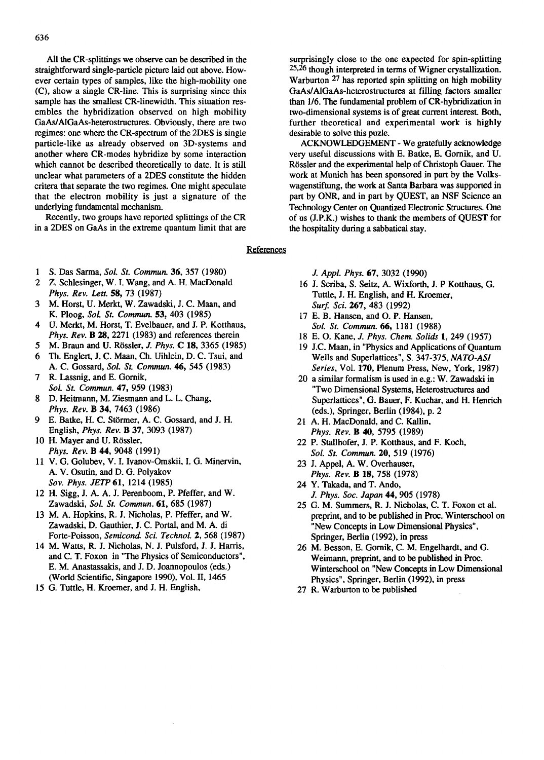All the CR-splittings we observe can be described in the straightforward single-particle picture laid out above. However certain types of samples, like the high-mobility one (C), show a single CR-line. This is surprising since this sample has the smallest CR-linewidth. This situation resembles the hybridization observed on high mobility GaAs/AlGaAs-heterostructures. Obviously, there are two regimes: one where the CR-spectrum of the 2DES is single particle-like as already observed on 3D-systems and another where CR-modes hybridize by some interaction which cannot be described theoretically to date. It is still unclear what parameters of a 2DES constitute the hidden criteria that separate the two regimes. One might speculate that the electron mobility is just a signature of the underlying fundamental mechanism.

Recently, two groups have reported splittings of the CR in a 2DES on GaAs in the extreme quantum limit that are surprisingly close to the one expected for spin-splitting [25,26] though interpreted in terms of Wigner crystallization. Warburton [27] has reported spin splitting on high mobility GaAs/AlGaAs-heterostructures at filling factors smaller than 1/6. The fundamental problem of CR-hybridization in two-dimensional systems is of great current interest. Both, further theoretical and experimental work is highly desirable to solve this puzzle.

ACKNOWLEDGEMENT - We gratefully acknowledge very useful discussions with E. Batke, E. Gornik, and U. Rössler and the experimental help of Christoph Gauer. The work at Munich has been sponsored in part by the Volkswagenstiftung, the work at Santa Barbara was supported in part by ONR, and in part by QUEST, an NSF Science an Technology Center on Quantized Electronic Structures. One of us (J.P.K.) wishes to thank the members of QUEST for the hospitality during a sabbatical stay.

## References

1. S. Das Sarma, *Sol. St. Commun.* **36**, 357 (1980)
2. Z. Schlesinger, W. I. Wang, and A. H. MacDonald *Phys. Rev. Lett.* **58**, 73 (1987)
3. M. Horst, U. Merkt, W. Zawadski, J. C. Maan, and K. Ploog, *Sol. St. Commun.* **53**, 403 (1985)
4. U. Merkt, M. Horst, T. Evelbauer, and J. P. Kotthaus, *Phys. Rev.* **B 28**, 2271 (1983) and references therein
5. M. Braun and U. Rössler, *J. Phys.* **C 18**, 3365 (1985)
6. Th. Englert, J. C. Maan, Ch. Uihlein, D. C. Tsui, and A. C. Gossard, *Sol. St. Commun.* **46**, 545 (1983)
7. R. Lassnig, and E. Gornik, *Sol. St. Commun.* **47**, 959 (1983)
8. D. Heitmann, M. Ziesmann and L. L. Chang, *Phys. Rev.* **B 34**, 7463 (1986)
9. E. Batke, H. C. Störmer, A. C. Gossard, and J. H. English, *Phys. Rev.* **B 37**, 3093 (1987)
10. H. Mayer and U. Rössler, *Phys. Rev.* **B 44**, 9048 (1991)
11. V. G. Golubev, V. I. Ivanov-Omskii, I. G. Minervin, A. V. Osutin, and D. G. Polyakov *Sov. Phys. JETP* **61**, 1214 (1985)
12. H. Sigg, J. A. A. J. Perenboom, P. Pfeffer, and W. Zawadski, *Sol. St. Commun.* **61**, 685 (1987)
13. M. A. Hopkins, R. J. Nicholas, P. Pfeffer, and W. Zawadski, D. Gauthier, J. C. Portal, and M. A. di Forte-Poisson, *Semicond. Sci. Technol.* **2**, 568 (1987)
14. M. Watts, R. J. Nicholas, N. J. Pulsford, J. J. Harris, and C. T. Foxon in "The Physics of Semiconductors", E. M. Anastassakis, and J. D. Joannopoulos (eds.) (World Scientific, Singapore 1990), Vol. II, 1465
15. G. Tuttle, H. Kroemer, and J. H. English, *J. Appl. Phys.* **67**, 3032 (1990)
16. J. Scriba, S. Seitz, A. Wixforth, J. P Kotthaus, G. Tuttle, J. H. English, and H. Kroemer, *Surf. Sci.* **267**, 483 (1992)
17. E. B. Hansen, and O. P. Hansen, *Sol. St. Commun.* **66**, 1181 (1988)
18. E. O. Kane, *J. Phys. Chem. Solids* **1**, 249 (1957)
19. J.C. Maan, in "Physics and Applications of Quantum Wells and Superlattices", S. 347-375, *NATO-ASI Series*, Vol. **170**, Plenum Press, New, York, 1987)
20. a similar formalism is used in e.g.: W. Zawadski in "Two Dimensional Systems, Heterostructures and Superlattices", G. Bauer, F. Kuchar, and H. Henrich (eds.), Springer, Berlin (1984), p. 2
21. A. H. MacDonald, and C. Kallin, *Phys. Rev.* **B 40**, 5795 (1989)
22. P. Stallhofer, J. P. Kotthaus, and F. Koch, *Sol. St. Commun.* **20**, 519 (1976)
23. J. Appel, A. W. Overhauser, *Phys. Rev.* **B 18**, 758 (1978)
24. Y. Takada, and T. Ando, *J. Phys. Soc. Japan* **44**, 905 (1978)
25. G. M. Summers, R. J. Nicholas, C. T. Foxon et al. preprint, and to be published in Proc. Winterschool on "New Concepts in Low Dimensional Physics", Springer, Berlin (1992), in press
26. M. Besson, E. Gornik, C. M. Engelhardt, and G. Weimann, preprint, and to be published in Proc. Winterschool on "New Concepts in Low Dimensional Physics", Springer, Berlin (1992), in press
27. R. Warburton to be published